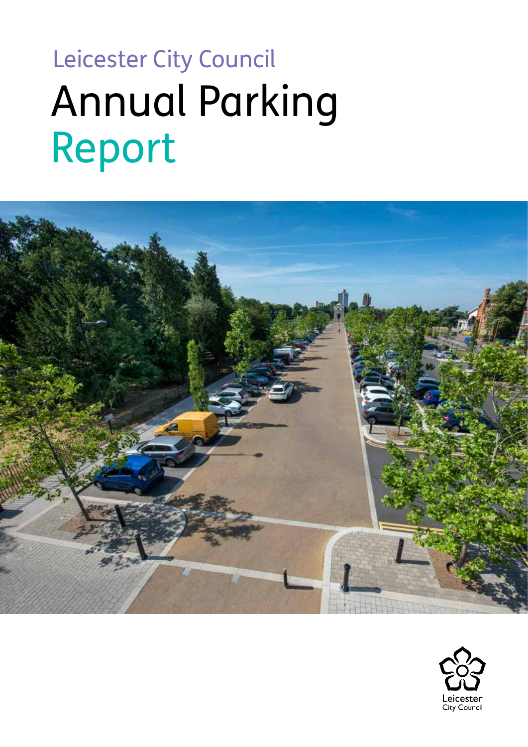Leicester City Council

# Annual Parking Report

Leicester City Council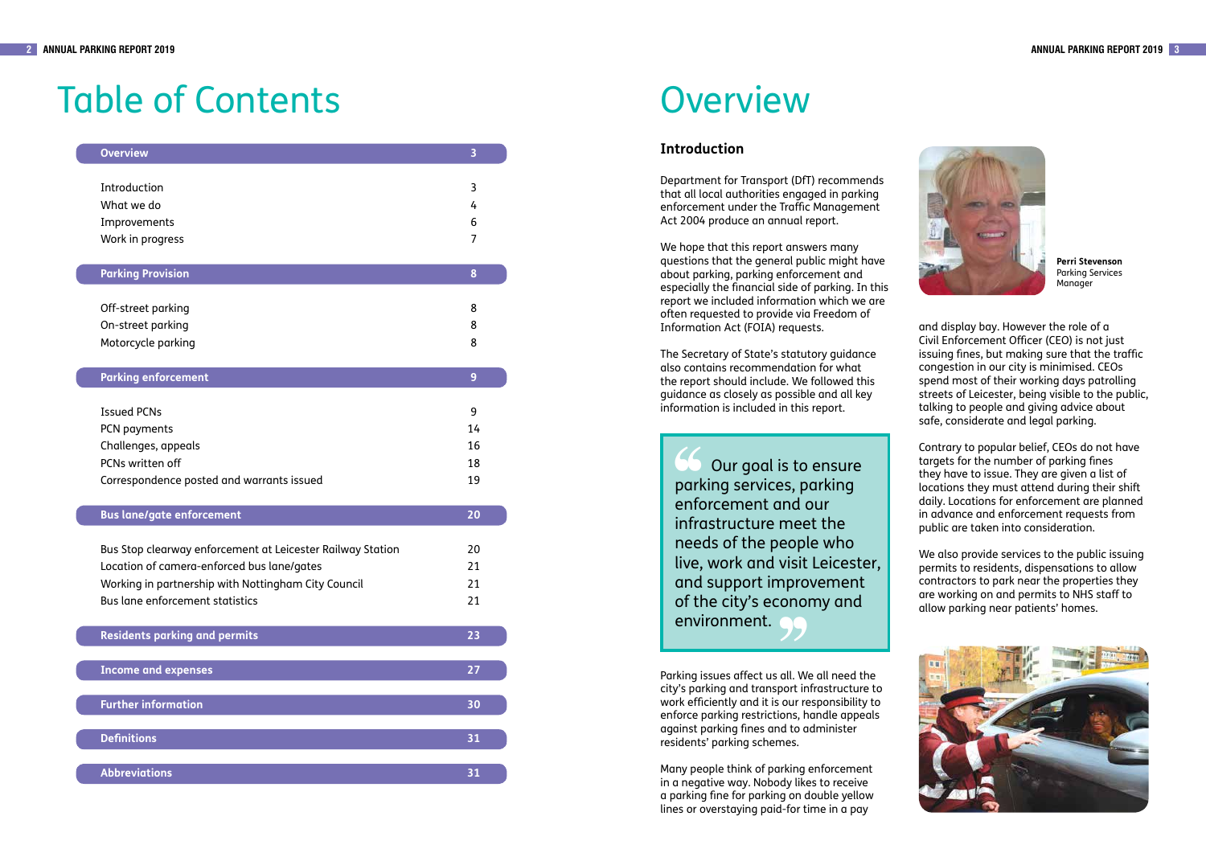# Table of Contents

| Section | Page |
|---|---|
| **Overview** | **3** |
| Introduction | 3 |
| What we do | 4 |
| Improvements | 6 |
| Work in progress | 7 |
| **Parking Provision** | **8** |
| Off-street parking | 8 |
| On-street parking | 8 |
| Motorcycle parking | 8 |
| **Parking enforcement** | **9** |
| Issued PCNs | 9 |
| PCN payments | 14 |
| Challenges, appeals | 16 |
| PCNs written off | 18 |
| Correspondence posted and warrants issued | 19 |
| **Bus lane/gate enforcement** | **20** |
| Bus Stop clearway enforcement at Leicester Railway Station | 20 |
| Location of camera-enforced bus lane/gates | 21 |
| Working in partnership with Nottingham City Council | 21 |
| Bus lane enforcement statistics | 21 |
| **Residents parking and permits** | **23** |
| **Income and expenses** | **27** |
| **Further information** | **30** |
| **Definitions** | **31** |
| **Abbreviations** | **31** |

# Overview

## Introduction

Department for Transport (DfT) recommends that all local authorities engaged in parking enforcement under the Traffic Management Act 2004 produce an annual report.

We hope that this report answers many questions that the general public might have about parking, parking enforcement and especially the financial side of parking. In this report we included information which we are often requested to provide via Freedom of Information Act (FOIA) requests.

The Secretary of State's statutory guidance also contains recommendation for what the report should include. We followed this guidance as closely as possible and all key information is included in this report.

> "Our goal is to ensure parking services, parking enforcement and our infrastructure meet the needs of the people who live, work and visit Leicester, and support improvement of the city's economy and environment."

**Perri Stevenson**
Parking Services Manager

Parking issues affect us all. We all need the city's parking and transport infrastructure to work efficiently and it is our responsibility to enforce parking restrictions, handle appeals against parking fines and to administer residents' parking schemes.

Many people think of parking enforcement in a negative way. Nobody likes to receive a parking fine for parking on double yellow lines or overstaying paid-for time in a pay and display bay. However the role of a Civil Enforcement Officer (CEO) is not just issuing fines, but making sure that the traffic congestion in our city is minimised. CEOs spend most of their working days patrolling streets of Leicester, being visible to the public, talking to people and giving advice about safe, considerate and legal parking.

Contrary to popular belief, CEOs do not have targets for the number of parking fines they have to issue. They are given a list of locations they must attend during their shift daily. Locations for enforcement are planned in advance and enforcement requests from public are taken into consideration.

We also provide services to the public issuing permits to residents, dispensations to allow contractors to park near the properties they are working on and permits to NHS staff to allow parking near patients' homes.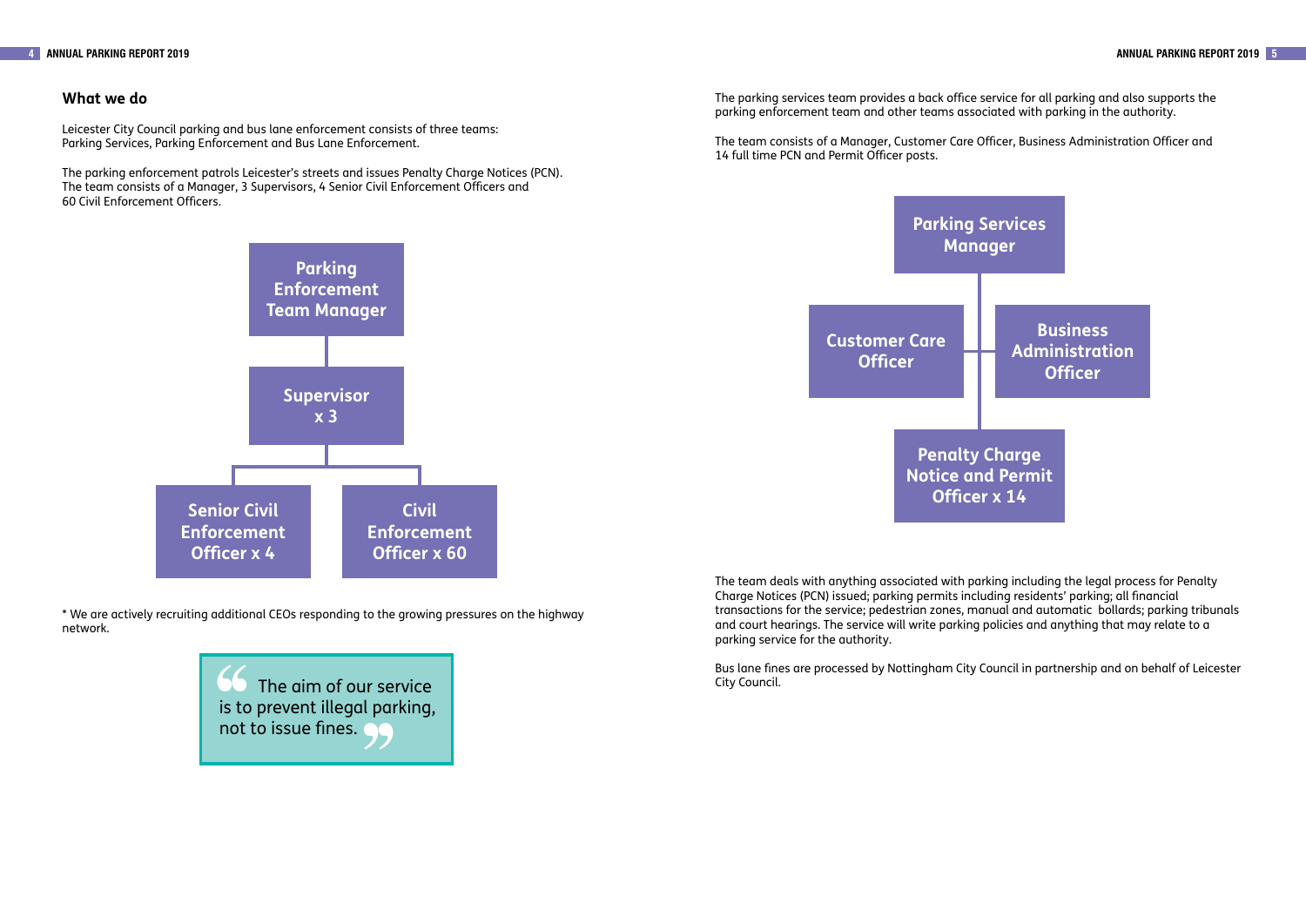## What we do

Leicester City Council parking and bus lane enforcement consists of three teams: Parking Services, Parking Enforcement and Bus Lane Enforcement.

The parking enforcement patrols Leicester's streets and issues Penalty Charge Notices (PCN). The team consists of a Manager, 3 Supervisors, 4 Senior Civil Enforcement Officers and 60 Civil Enforcement Officers.

- **Parking Enforcement Team Manager**
  - **Supervisor x 3**
    - **Senior Civil Enforcement Officer x 4**
    - **Civil Enforcement Officer x 60**

* We are actively recruiting additional CEOs responding to the growing pressures on the highway network.

> "The aim of our service is to prevent illegal parking, not to issue fines."

The parking services team provides a back office service for all parking and also supports the parking enforcement team and other teams associated with parking in the authority.

The team consists of a Manager, Customer Care Officer, Business Administration Officer and 14 full time PCN and Permit Officer posts.

- **Parking Services Manager**
  - **Customer Care Officer**
  - **Business Administration Officer**
  - **Penalty Charge Notice and Permit Officer x 14**

The team deals with anything associated with parking including the legal process for Penalty Charge Notices (PCN) issued; parking permits including residents' parking; all financial transactions for the service; pedestrian zones, manual and automatic bollards; parking tribunals and court hearings. The service will write parking policies and anything that may relate to a parking service for the authority.

Bus lane fines are processed by Nottingham City Council in partnership and on behalf of Leicester City Council.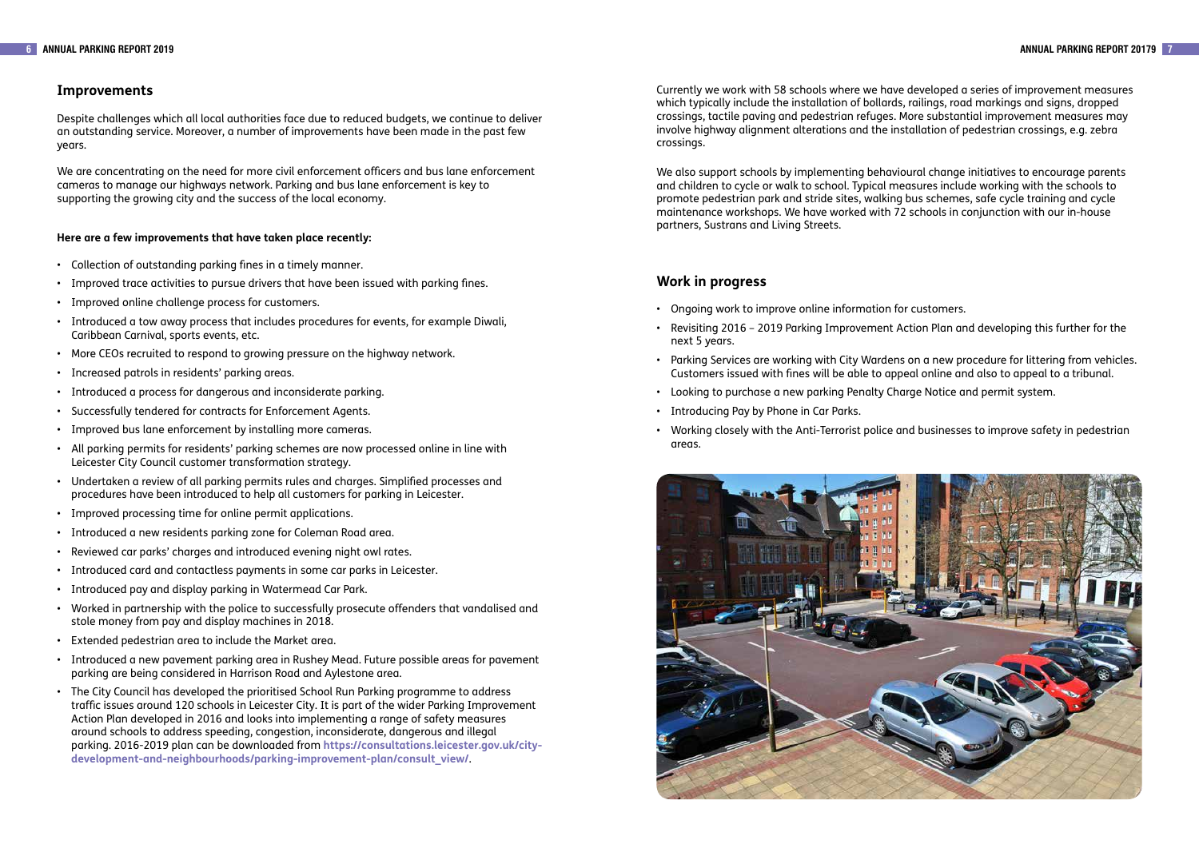## Improvements

Despite challenges which all local authorities face due to reduced budgets, we continue to deliver an outstanding service. Moreover, a number of improvements have been made in the past few years.

We are concentrating on the need for more civil enforcement officers and bus lane enforcement cameras to manage our highways network. Parking and bus lane enforcement is key to supporting the growing city and the success of the local economy.

**Here are a few improvements that have taken place recently:**

- Collection of outstanding parking fines in a timely manner.
- Improved trace activities to pursue drivers that have been issued with parking fines.
- Improved online challenge process for customers.
- Introduced a tow away process that includes procedures for events, for example Diwali, Caribbean Carnival, sports events, etc.
- More CEOs recruited to respond to growing pressure on the highway network.
- Increased patrols in residents' parking areas.
- Introduced a process for dangerous and inconsiderate parking.
- Successfully tendered for contracts for Enforcement Agents.
- Improved bus lane enforcement by installing more cameras.
- All parking permits for residents' parking schemes are now processed online in line with Leicester City Council customer transformation strategy.
- Undertaken a review of all parking permits rules and charges. Simplified processes and procedures have been introduced to help all customers for parking in Leicester.
- Improved processing time for online permit applications.
- Introduced a new residents parking zone for Coleman Road area.
- Reviewed car parks' charges and introduced evening night owl rates.
- Introduced card and contactless payments in some car parks in Leicester.
- Introduced pay and display parking in Watermead Car Park.
- Worked in partnership with the police to successfully prosecute offenders that vandalised and stole money from pay and display machines in 2018.
- Extended pedestrian area to include the Market area.
- Introduced a new pavement parking area in Rushey Mead. Future possible areas for pavement parking are being considered in Harrison Road and Aylestone area.
- The City Council has developed the prioritised School Run Parking programme to address traffic issues around 120 schools in Leicester City. It is part of the wider Parking Improvement Action Plan developed in 2016 and looks into implementing a range of safety measures around schools to address speeding, congestion, inconsiderate, dangerous and illegal parking. 2016-2019 plan can be downloaded from **https://consultations.leicester.gov.uk/city-development-and-neighbourhoods/parking-improvement-plan/consult_view/**.

Currently we work with 58 schools where we have developed a series of improvement measures which typically include the installation of bollards, railings, road markings and signs, dropped crossings, tactile paving and pedestrian refuges. More substantial improvement measures may involve highway alignment alterations and the installation of pedestrian crossings, e.g. zebra crossings.

We also support schools by implementing behavioural change initiatives to encourage parents and children to cycle or walk to school. Typical measures include working with the schools to promote pedestrian park and stride sites, walking bus schemes, safe cycle training and cycle maintenance workshops. We have worked with 72 schools in conjunction with our in-house partners, Sustrans and Living Streets.

## Work in progress

- Ongoing work to improve online information for customers.
- Revisiting 2016 – 2019 Parking Improvement Action Plan and developing this further for the next 5 years.
- Parking Services are working with City Wardens on a new procedure for littering from vehicles. Customers issued with fines will be able to appeal online and also to appeal to a tribunal.
- Looking to purchase a new parking Penalty Charge Notice and permit system.
- Introducing Pay by Phone in Car Parks.
- Working closely with the Anti-Terrorist police and businesses to improve safety in pedestrian areas.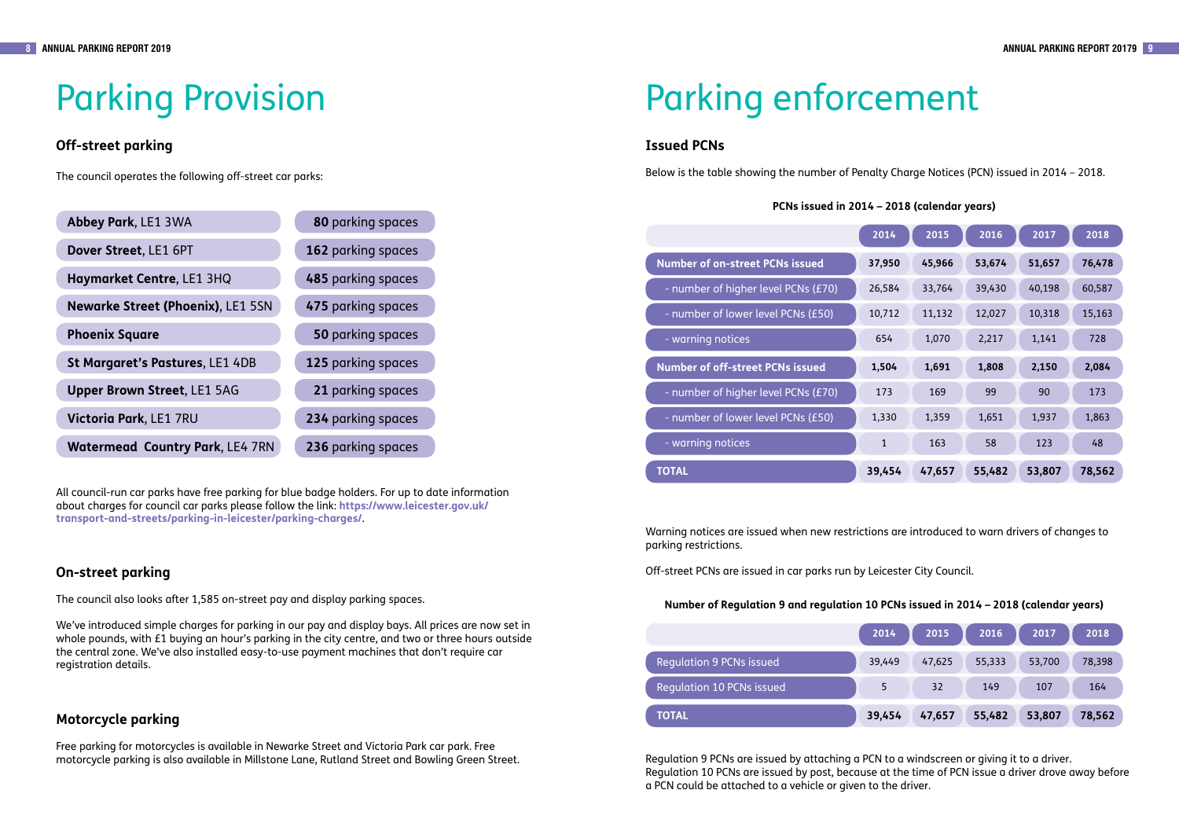# Parking Provision

## Off-street parking

The council operates the following off-street car parks:

| Car park | Parking spaces |
|---|---|
| **Abbey Park**, LE1 3WA | **80** parking spaces |
| **Dover Street**, LE1 6PT | **162** parking spaces |
| **Haymarket Centre**, LE1 3HQ | **485** parking spaces |
| **Newarke Street (Phoenix)**, LE1 5SN | **475** parking spaces |
| **Phoenix Square** | **50** parking spaces |
| **St Margaret's Pastures**, LE1 4DB | **125** parking spaces |
| **Upper Brown Street**, LE1 5AG | **21** parking spaces |
| **Victoria Park**, LE1 7RU | **234** parking spaces |
| **Watermead Country Park**, LE4 7RN | **236** parking spaces |

All council-run car parks have free parking for blue badge holders. For up to date information about charges for council car parks please follow the link: **https://www.leicester.gov.uk/transport-and-streets/parking-in-leicester/parking-charges/**.

## On-street parking

The council also looks after 1,585 on-street pay and display parking spaces.

We've introduced simple charges for parking in our pay and display bays. All prices are now set in whole pounds, with £1 buying an hour's parking in the city centre, and two or three hours outside the central zone. We've also installed easy-to-use payment machines that don't require car registration details.

## Motorcycle parking

Free parking for motorcycles is available in Newarke Street and Victoria Park car park. Free motorcycle parking is also available in Millstone Lane, Rutland Street and Bowling Green Street.

# Parking enforcement

## Issued PCNs

Below is the table showing the number of Penalty Charge Notices (PCN) issued in 2014 – 2018.

**PCNs issued in 2014 – 2018 (calendar years)**

| | 2014 | 2015 | 2016 | 2017 | 2018 |
|---|---|---|---|---|---|
| **Number of on-street PCNs issued** | **37,950** | **45,966** | **53,674** | **51,657** | **76,478** |
| - number of higher level PCNs (£70) | 26,584 | 33,764 | 39,430 | 40,198 | 60,587 |
| - number of lower level PCNs (£50) | 10,712 | 11,132 | 12,027 | 10,318 | 15,163 |
| - warning notices | 654 | 1,070 | 2,217 | 1,141 | 728 |
| **Number of off-street PCNs issued** | **1,504** | **1,691** | **1,808** | **2,150** | **2,084** |
| - number of higher level PCNs (£70) | 173 | 169 | 99 | 90 | 173 |
| - number of lower level PCNs (£50) | 1,330 | 1,359 | 1,651 | 1,937 | 1,863 |
| - warning notices | 1 | 163 | 58 | 123 | 48 |
| **TOTAL** | **39,454** | **47,657** | **55,482** | **53,807** | **78,562** |

Warning notices are issued when new restrictions are introduced to warn drivers of changes to parking restrictions.

Off-street PCNs are issued in car parks run by Leicester City Council.

**Number of Regulation 9 and regulation 10 PCNs issued in 2014 – 2018 (calendar years)**

| | 2014 | 2015 | 2016 | 2017 | 2018 |
|---|---|---|---|---|---|
| Regulation 9 PCNs issued | 39,449 | 47,625 | 55,333 | 53,700 | 78,398 |
| Regulation 10 PCNs issued | 5 | 32 | 149 | 107 | 164 |
| **TOTAL** | **39,454** | **47,657** | **55,482** | **53,807** | **78,562** |

Regulation 9 PCNs are issued by attaching a PCN to a windscreen or giving it to a driver. Regulation 10 PCNs are issued by post, because at the time of PCN issue a driver drove away before a PCN could be attached to a vehicle or given to the driver.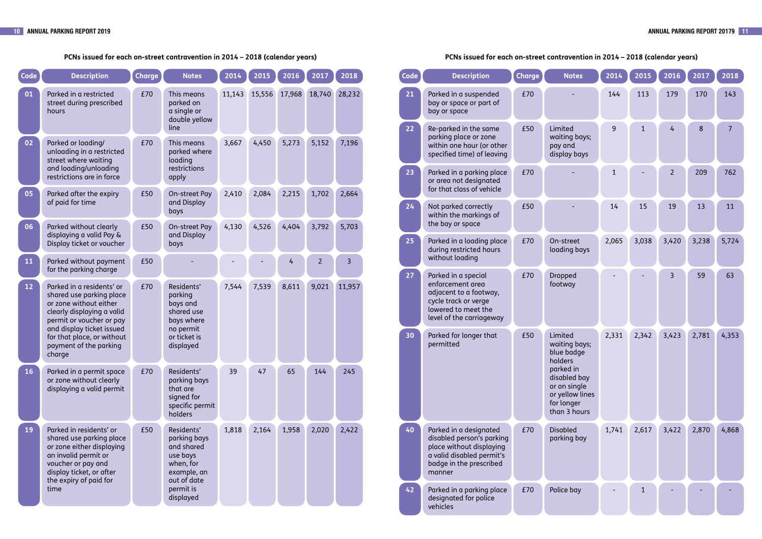## PCNs issued for each on-street contravention in 2014 – 2018 (calendar years)

| Code | Description | Charge | Notes | 2014 | 2015 | 2016 | 2017 | 2018 |
|---|---|---|---|---|---|---|---|---|
| 01 | Parked in a restricted street during prescribed hours | £70 | This means parked on a single or double yellow line | 11,143 | 15,556 | 17,968 | 18,740 | 28,232 |
| 02 | Parked or loading/ unloading in a restricted street where waiting and loading/unloading restrictions are in force | £70 | This means parked where loading restrictions apply | 3,667 | 4,450 | 5,273 | 5,152 | 7,196 |
| 05 | Parked after the expiry of paid for time | £50 | On-street Pay and Display bays | 2,410 | 2,084 | 2,215 | 1,702 | 2,664 |
| 06 | Parked without clearly displaying a valid Pay & Display ticket or voucher | £50 | On-street Pay and Display bays | 4,130 | 4,526 | 4,404 | 3,792 | 5,703 |
| 11 | Parked without payment for the parking charge | £50 | - | - | - | 4 | 2 | 3 |
| 12 | Parked in a residents' or shared use parking place or zone without either clearly displaying a valid permit or voucher or pay and display ticket issued for that place, or without payment of the parking charge | £70 | Residents' parking bays and shared use bays where no permit or ticket is displayed | 7,544 | 7,539 | 8,611 | 9,021 | 11,957 |
| 16 | Parked in a permit space or zone without clearly displaying a valid permit | £70 | Residents' parking bays that are signed for specific permit holders | 39 | 47 | 65 | 144 | 245 |
| 19 | Parked in residents' or shared use parking place or zone either displaying an invalid permit or voucher or pay and display ticket, or after the expiry of paid for time | £50 | Residents' parking bays and shared use bays when, for example, an out of date permit is displayed | 1,818 | 2,164 | 1,958 | 2,020 | 2,422 |
| 21 | Parked in a suspended bay or space or part of bay or space | £70 | - | 144 | 113 | 179 | 170 | 143 |
| 22 | Re-parked in the same parking place or zone within one hour (or other specified time) of leaving | £50 | Limited waiting bays; pay and display bays | 9 | 1 | 4 | 8 | 7 |
| 23 | Parked in a parking place or area not designated for that class of vehicle | £70 | - | 1 | - | 2 | 209 | 762 |
| 24 | Not parked correctly within the markings of the bay or space | £50 | - | 14 | 15 | 19 | 13 | 11 |
| 25 | Parked in a loading place during restricted hours without loading | £70 | On-street loading bays | 2,065 | 3,038 | 3,420 | 3,238 | 5,724 |
| 27 | Parked in a special enforcement area adjacent to a footway, cycle track or verge lowered to meet the level of the carriageway | £70 | Dropped footway | - | - | 3 | 59 | 63 |
| 30 | Parked for longer that permitted | £50 | Limited waiting bays; blue badge holders parked in disabled bay or on single or yellow lines for longer than 3 hours | 2,331 | 2,342 | 3,423 | 2,781 | 4,353 |
| 40 | Parked in a designated disabled person's parking place without displaying a valid disabled permit's badge in the prescribed manner | £70 | Disabled parking bay | 1,741 | 2,617 | 3,422 | 2,870 | 4,868 |
| 42 | Parked in a parking place designated for police vehicles | £70 | Police bay | - | 1 | - | - | - |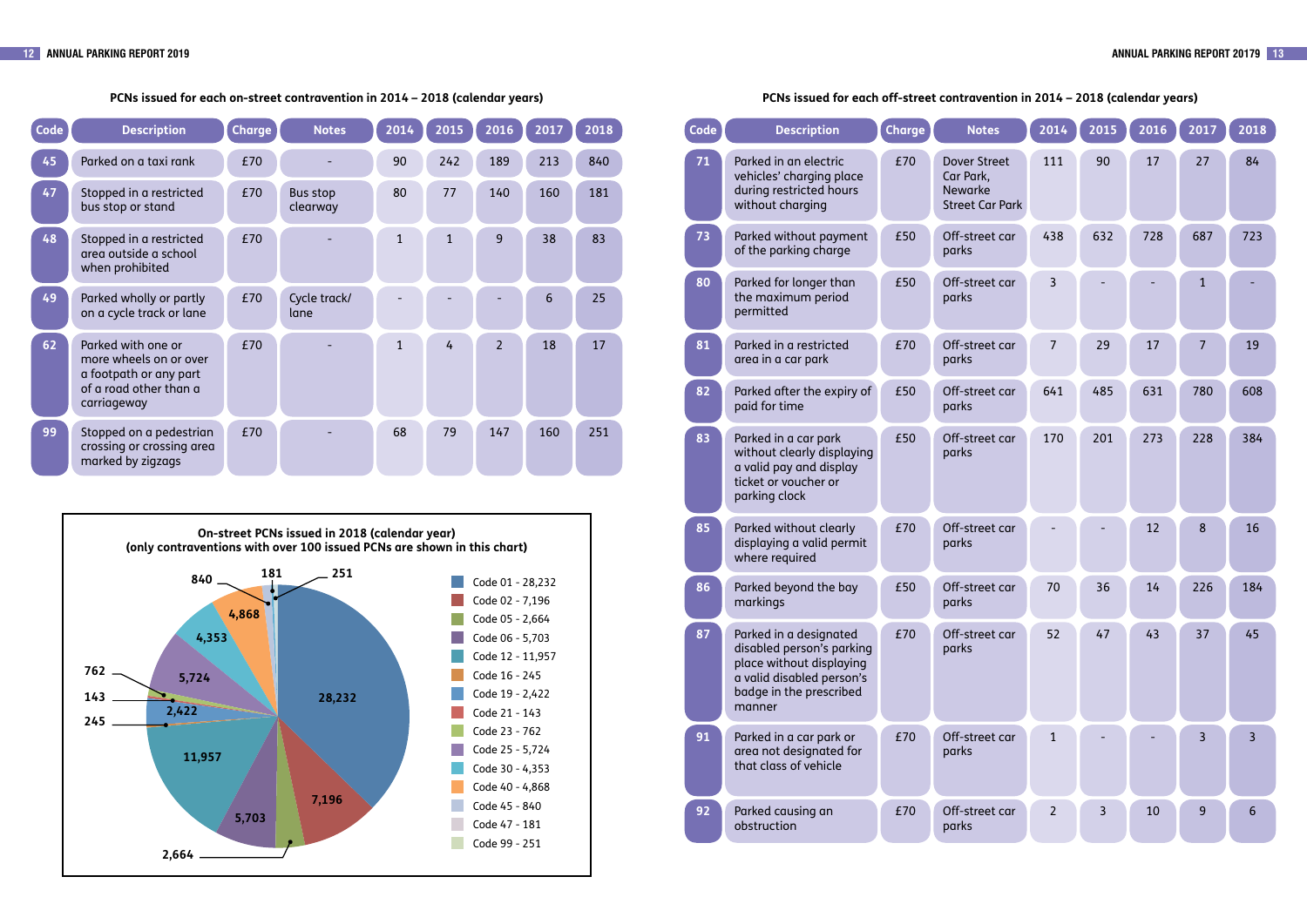## PCNs issued for each on-street contravention in 2014 – 2018 (calendar years)

| Code | Description | Charge | Notes | 2014 | 2015 | 2016 | 2017 | 2018 |
|---|---|---|---|---|---|---|---|---|
| 45 | Parked on a taxi rank | £70 | - | 90 | 242 | 189 | 213 | 840 |
| 47 | Stopped in a restricted bus stop or stand | £70 | Bus stop clearway | 80 | 77 | 140 | 160 | 181 |
| 48 | Stopped in a restricted area outside a school when prohibited | £70 | - | 1 | 1 | 9 | 38 | 83 |
| 49 | Parked wholly or partly on a cycle track or lane | £70 | Cycle track/ lane | - | - | - | 6 | 25 |
| 62 | Parked with one or more wheels on or over a footpath or any part of a road other than a carriageway | £70 | - | 1 | 4 | 2 | 18 | 17 |
| 99 | Stopped on a pedestrian crossing or crossing area marked by zigzags | £70 | - | 68 | 79 | 147 | 160 | 251 |

**On-street PCNs issued in 2018 (calendar year)**
**(only contraventions with over 100 issued PCNs are shown in this chart)**

- Code 01 - 28,232
- Code 02 - 7,196
- Code 05 - 2,664
- Code 06 - 5,703
- Code 12 - 11,957
- Code 16 - 245
- Code 19 - 2,422
- Code 21 - 143
- Code 23 - 762
- Code 25 - 5,724
- Code 30 - 4,353
- Code 40 - 4,868
- Code 45 - 840
- Code 47 - 181
- Code 99 - 251

## PCNs issued for each off-street contravention in 2014 – 2018 (calendar years)

| Code | Description | Charge | Notes | 2014 | 2015 | 2016 | 2017 | 2018 |
|---|---|---|---|---|---|---|---|---|
| 71 | Parked in an electric vehicles' charging place during restricted hours without charging | £70 | Dover Street Car Park, Newarke Street Car Park | 111 | 90 | 17 | 27 | 84 |
| 73 | Parked without payment of the parking charge | £50 | Off-street car parks | 438 | 632 | 728 | 687 | 723 |
| 80 | Parked for longer than the maximum period permitted | £50 | Off-street car parks | 3 | - | - | 1 | - |
| 81 | Parked in a restricted area in a car park | £70 | Off-street car parks | 7 | 29 | 17 | 7 | 19 |
| 82 | Parked after the expiry of paid for time | £50 | Off-street car parks | 641 | 485 | 631 | 780 | 608 |
| 83 | Parked in a car park without clearly displaying a valid pay and display ticket or voucher or parking clock | £50 | Off-street car parks | 170 | 201 | 273 | 228 | 384 |
| 85 | Parked without clearly displaying a valid permit where required | £70 | Off-street car parks | - | - | 12 | 8 | 16 |
| 86 | Parked beyond the bay markings | £50 | Off-street car parks | 70 | 36 | 14 | 226 | 184 |
| 87 | Parked in a designated disabled person's parking place without displaying a valid disabled person's badge in the prescribed manner | £70 | Off-street car parks | 52 | 47 | 43 | 37 | 45 |
| 91 | Parked in a car park or area not designated for that class of vehicle | £70 | Off-street car parks | 1 | - | - | 3 | 3 |
| 92 | Parked causing an obstruction | £70 | Off-street car parks | 2 | 3 | 10 | 9 | 6 |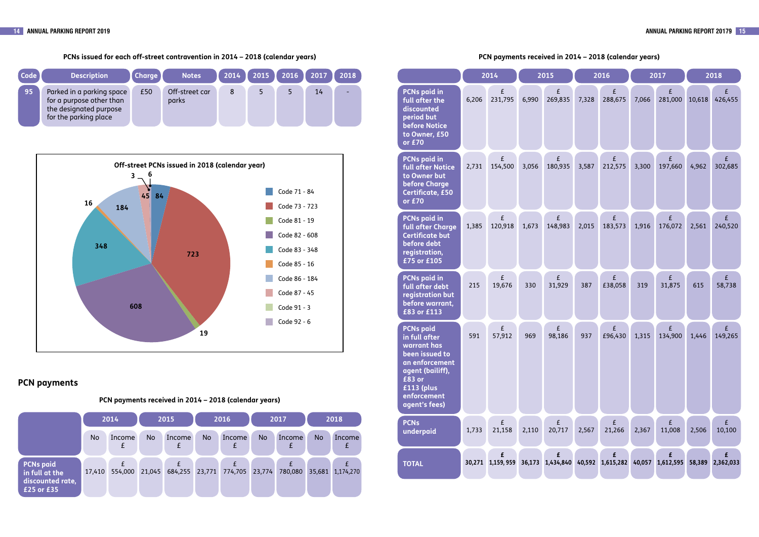**PCNs issued for each off-street contravention in 2014 – 2018 (calendar years)**

| Code | Description | Charge | Notes | 2014 | 2015 | 2016 | 2017 | 2018 |
|---|---|---|---|---|---|---|---|---|
| 95 | Parked in a parking space for a purpose other than the designated purpose for the parking place | £50 | Off-street car parks | 8 | 5 | 5 | 14 | - |

**Off-street PCNs issued in 2018 (calendar year)**

| Code | PCNs |
|---|---|
| Code 71 | 84 |
| Code 73 | 723 |
| Code 81 | 19 |
| Code 82 | 608 |
| Code 83 | 348 |
| Code 85 | 16 |
| Code 86 | 184 |
| Code 87 | 45 |
| Code 91 | 3 |
| Code 92 | 6 |

## PCN payments

**PCN payments received in 2014 – 2018 (calendar years)**

| | 2014 | | 2015 | | 2016 | | 2017 | | 2018 | |
|---|---|---|---|---|---|---|---|---|---|---|
| | No | Income £ | No | Income £ | No | Income £ | No | Income £ | No | Income £ |
| PCNs paid in full at the discounted rate, £25 or £35 | 17,410 | £ 554,000 | 21,045 | £ 684,255 | 23,771 | £ 774,705 | 23,774 | £ 780,080 | 35,681 | £ 1,174,270 |
| PCNs paid in full after the discounted period but before Notice to Owner, £50 or £70 | 6,206 | £ 231,795 | 6,990 | £ 269,835 | 7,328 | £ 288,675 | 7,066 | £ 281,000 | 10,618 | £ 426,455 |
| PCNs paid in full after Notice to Owner but before Charge Certificate, £50 or £70 | 2,731 | £ 154,500 | 3,056 | £ 180,935 | 3,587 | £ 212,575 | 3,300 | £ 197,660 | 4,962 | £ 302,685 |
| PCNs paid in full after Charge Certificate but before debt registration, £75 or £105 | 1,385 | £ 120,918 | 1,673 | £ 148,983 | 2,015 | £ 183,573 | 1,916 | £ 176,072 | 2,561 | £ 240,520 |
| PCNs paid in full after debt registration but before warrant, £83 or £113 | 215 | £ 19,676 | 330 | £ 31,929 | 387 | £ £38,058 | 319 | £ 31,875 | 615 | £ 58,738 |
| PCNs paid in full after warrant has been issued to an enforcement agent (bailiff), £83 or £113 (plus enforcement agent's fees) | 591 | £ 57,912 | 969 | £ 98,186 | 937 | £ £96,430 | 1,315 | £ 134,900 | 1,446 | £ 149,265 |
| PCNs underpaid | 1,733 | £ 21,158 | 2,110 | £ 20,717 | 2,567 | £ 21,266 | 2,367 | £ 11,008 | 2,506 | £ 10,100 |
| **TOTAL** | **30,271** | **£ 1,159, 959** | **36,173** | **£ 1,434,840** | **40,592** | **£ 1,615,282** | **40,057** | **£ 1,612,595** | **58,389** | **£ 2,362,033** |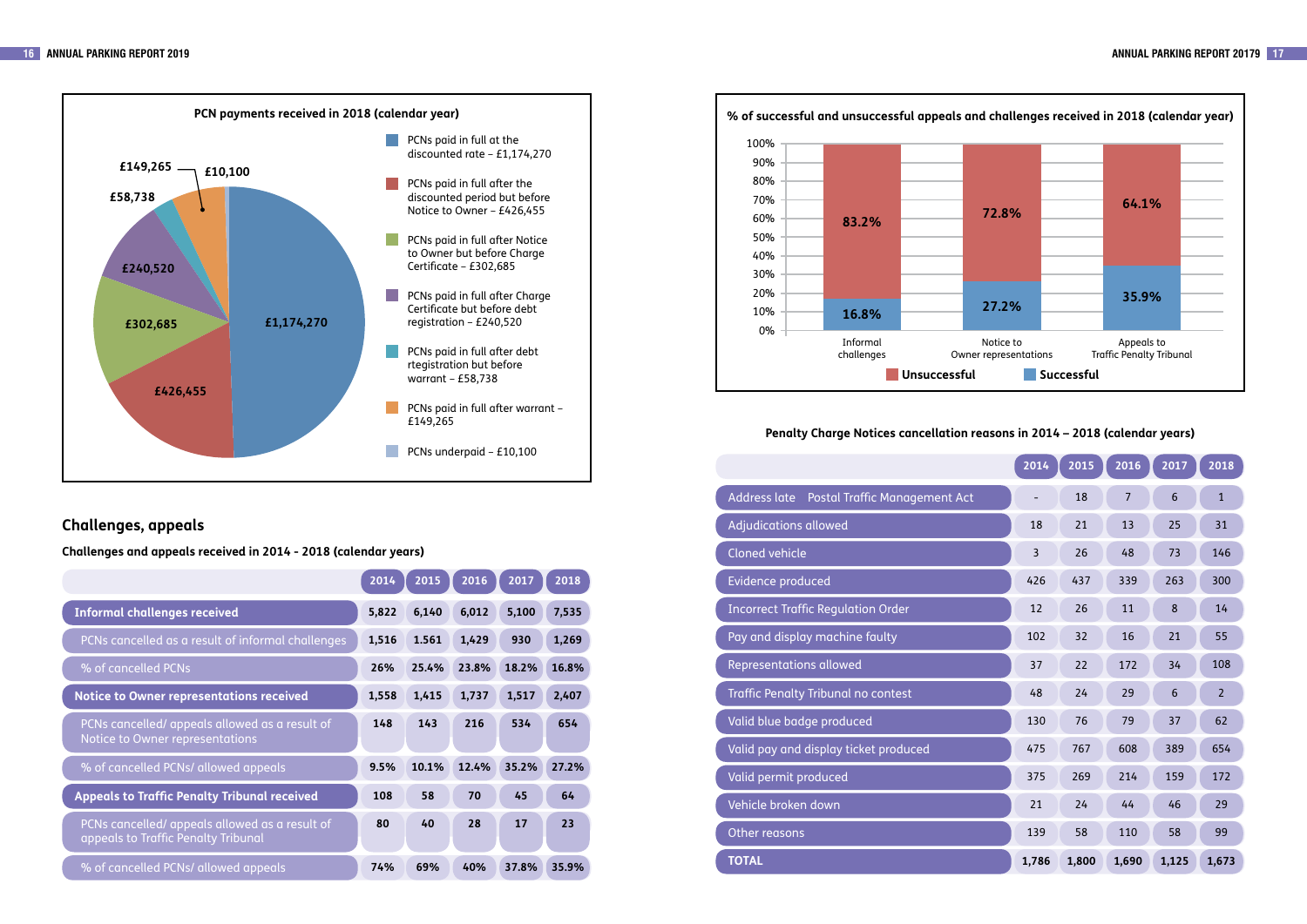**PCN payments received in 2018 (calendar year)**

- PCNs paid in full at the discounted rate – £1,174,270
- PCNs paid in full after the discounted period but before Notice to Owner – £426,455
- PCNs paid in full after Notice to Owner but before Charge Certificate – £302,685
- PCNs paid in full after Charge Certificate but before debt registration – £240,520
- PCNs paid in full after debt rtegistration but before warrant – £58,738
- PCNs paid in full after warrant – £149,265
- PCNs underpaid – £10,100

## Challenges, appeals

**Challenges and appeals received in 2014 - 2018 (calendar years)**

| | 2014 | 2015 | 2016 | 2017 | 2018 |
|---|---|---|---|---|---|
| **Informal challenges received** | 5,822 | 6,140 | 6,012 | 5,100 | 7,535 |
| PCNs cancelled as a result of informal challenges | 1,516 | 1.561 | 1,429 | 930 | 1,269 |
| % of cancelled PCNs | 26% | 25.4% | 23.8% | 18.2% | 16.8% |
| **Notice to Owner representations received** | 1,558 | 1,415 | 1,737 | 1,517 | 2,407 |
| PCNs cancelled/ appeals allowed as a result of Notice to Owner representations | 148 | 143 | 216 | 534 | 654 |
| % of cancelled PCNs/ allowed appeals | 9.5% | 10.1% | 12.4% | 35.2% | 27.2% |
| **Appeals to Traffic Penalty Tribunal received** | 108 | 58 | 70 | 45 | 64 |
| PCNs cancelled/ appeals allowed as a result of appeals to Traffic Penalty Tribunal | 80 | 40 | 28 | 17 | 23 |
| % of cancelled PCNs/ allowed appeals | 74% | 69% | 40% | 37.8% | 35.9% |

**% of successful and unsuccessful appeals and challenges received in 2018 (calendar year)**

| | Unsuccessful | Successful |
|---|---|---|
| Informal challenges | 83.2% | 16.8% |
| Notice to Owner representations | 72.8% | 27.2% |
| Appeals to Traffic Penalty Tribunal | 64.1% | 35.9% |

**Penalty Charge Notices cancellation reasons in 2014 – 2018 (calendar years)**

| | 2014 | 2015 | 2016 | 2017 | 2018 |
|---|---|---|---|---|---|
| Address late Postal Traffic Management Act | - | 18 | 7 | 6 | 1 |
| Adjudications allowed | 18 | 21 | 13 | 25 | 31 |
| Cloned vehicle | 3 | 26 | 48 | 73 | 146 |
| Evidence produced | 426 | 437 | 339 | 263 | 300 |
| Incorrect Traffic Regulation Order | 12 | 26 | 11 | 8 | 14 |
| Pay and display machine faulty | 102 | 32 | 16 | 21 | 55 |
| Representations allowed | 37 | 22 | 172 | 34 | 108 |
| Traffic Penalty Tribunal no contest | 48 | 24 | 29 | 6 | 2 |
| Valid blue badge produced | 130 | 76 | 79 | 37 | 62 |
| Valid pay and display ticket produced | 475 | 767 | 608 | 389 | 654 |
| Valid permit produced | 375 | 269 | 214 | 159 | 172 |
| Vehicle broken down | 21 | 24 | 44 | 46 | 29 |
| Other reasons | 139 | 58 | 110 | 58 | 99 |
| **TOTAL** | 1,786 | 1,800 | 1,690 | 1,125 | 1,673 |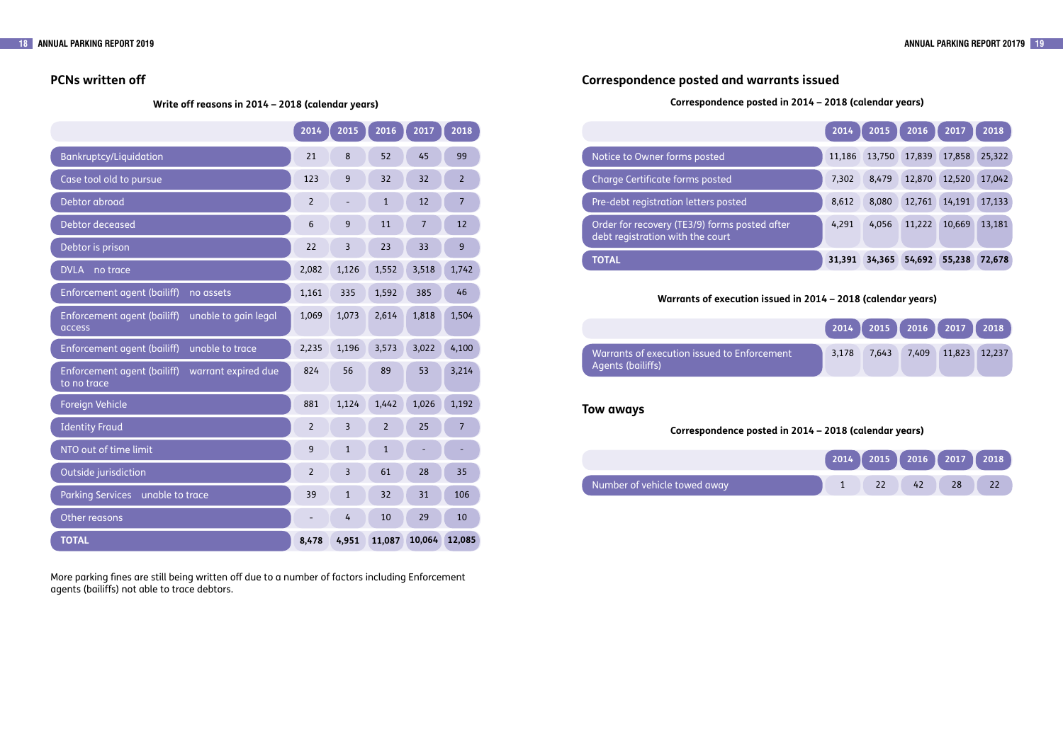## PCNs written off

**Write off reasons in 2014 – 2018 (calendar years)**

| | 2014 | 2015 | 2016 | 2017 | 2018 |
|---|---|---|---|---|---|
| Bankruptcy/Liquidation | 21 | 8 | 52 | 45 | 99 |
| Case tool old to pursue | 123 | 9 | 32 | 32 | 2 |
| Debtor abroad | 2 | - | 1 | 12 | 7 |
| Debtor deceased | 6 | 9 | 11 | 7 | 12 |
| Debtor is prison | 22 | 3 | 23 | 33 | 9 |
| DVLA no trace | 2,082 | 1,126 | 1,552 | 3,518 | 1,742 |
| Enforcement agent (bailiff) no assets | 1,161 | 335 | 1,592 | 385 | 46 |
| Enforcement agent (bailiff) unable to gain legal access | 1,069 | 1,073 | 2,614 | 1,818 | 1,504 |
| Enforcement agent (bailiff) unable to trace | 2,235 | 1,196 | 3,573 | 3,022 | 4,100 |
| Enforcement agent (bailiff) warrant expired due to no trace | 824 | 56 | 89 | 53 | 3,214 |
| Foreign Vehicle | 881 | 1,124 | 1,442 | 1,026 | 1,192 |
| Identity Fraud | 2 | 3 | 2 | 25 | 7 |
| NTO out of time limit | 9 | 1 | 1 | - | - |
| Outside jurisdiction | 2 | 3 | 61 | 28 | 35 |
| Parking Services unable to trace | 39 | 1 | 32 | 31 | 106 |
| Other reasons | - | 4 | 10 | 29 | 10 |
| **TOTAL** | **8,478** | **4,951** | **11,087** | **10,064** | **12,085** |

More parking fines are still being written off due to a number of factors including Enforcement agents (bailiffs) not able to trace debtors.

## Correspondence posted and warrants issued

**Correspondence posted in 2014 – 2018 (calendar years)**

| | 2014 | 2015 | 2016 | 2017 | 2018 |
|---|---|---|---|---|---|
| Notice to Owner forms posted | 11,186 | 13,750 | 17,839 | 17,858 | 25,322 |
| Charge Certificate forms posted | 7,302 | 8,479 | 12,870 | 12,520 | 17,042 |
| Pre-debt registration letters posted | 8,612 | 8,080 | 12,761 | 14,191 | 17,133 |
| Order for recovery (TE3/9) forms posted after debt registration with the court | 4,291 | 4,056 | 11,222 | 10,669 | 13,181 |
| **TOTAL** | **31,391** | **34,365** | **54,692** | **55,238** | **72,678** |

**Warrants of execution issued in 2014 – 2018 (calendar years)**

| | 2014 | 2015 | 2016 | 2017 | 2018 |
|---|---|---|---|---|---|
| Warrants of execution issued to Enforcement Agents (bailiffs) | 3,178 | 7,643 | 7,409 | 11,823 | 12,237 |

## Tow aways

**Correspondence posted in 2014 – 2018 (calendar years)**

| | 2014 | 2015 | 2016 | 2017 | 2018 |
|---|---|---|---|---|---|
| Number of vehicle towed away | 1 | 22 | 42 | 28 | 22 |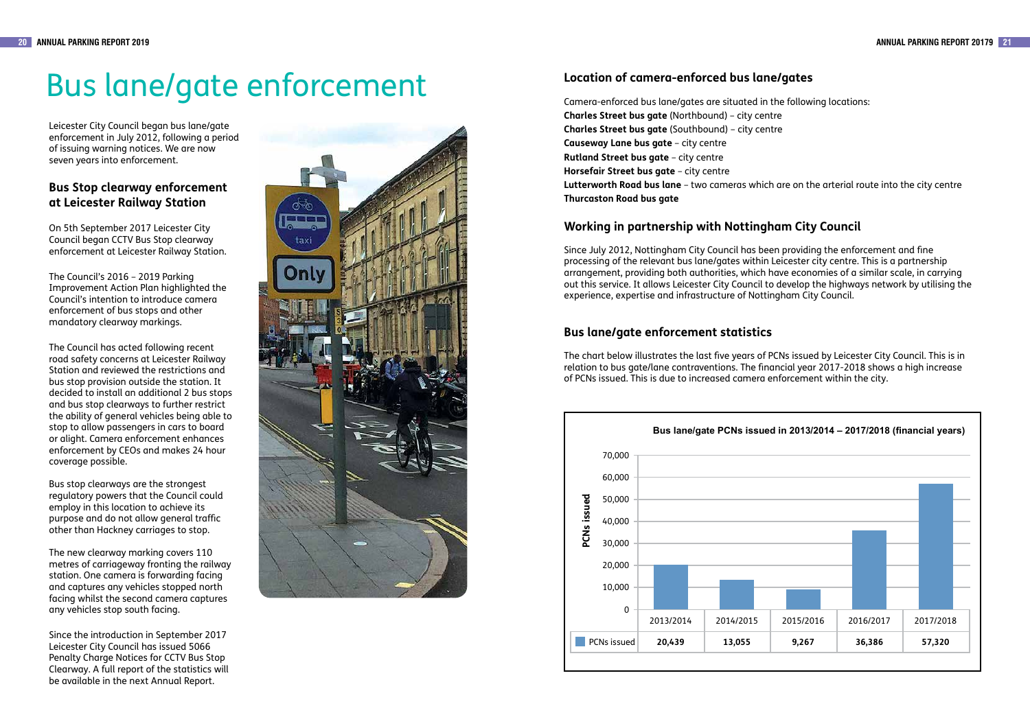# Bus lane/gate enforcement

Leicester City Council began bus lane/gate enforcement in July 2012, following a period of issuing warning notices. We are now seven years into enforcement.

## Bus Stop clearway enforcement at Leicester Railway Station

On 5th September 2017 Leicester City Council began CCTV Bus Stop clearway enforcement at Leicester Railway Station.

The Council's 2016 – 2019 Parking Improvement Action Plan highlighted the Council's intention to introduce camera enforcement of bus stops and other mandatory clearway markings.

The Council has acted following recent road safety concerns at Leicester Railway Station and reviewed the restrictions and bus stop provision outside the station. It decided to install an additional 2 bus stops and bus stop clearways to further restrict the ability of general vehicles being able to stop to allow passengers in cars to board or alight. Camera enforcement enhances enforcement by CEOs and makes 24 hour coverage possible.

Bus stop clearways are the strongest regulatory powers that the Council could employ in this location to achieve its purpose and do not allow general traffic other than Hackney carriages to stop.

The new clearway marking covers 110 metres of carriageway fronting the railway station. One camera is forwarding facing and captures any vehicles stopped north facing whilst the second camera captures any vehicles stop south facing.

Since the introduction in September 2017 Leicester City Council has issued 5066 Penalty Charge Notices for CCTV Bus Stop Clearway. A full report of the statistics will be available in the next Annual Report.

## Location of camera-enforced bus lane/gates

Camera-enforced bus lane/gates are situated in the following locations:
**Charles Street bus gate** (Northbound) – city centre
**Charles Street bus gate** (Southbound) – city centre
**Causeway Lane bus gate** – city centre
**Rutland Street bus gate** – city centre
**Horsefair Street bus gate** – city centre
**Lutterworth Road bus lane** – two cameras which are on the arterial route into the city centre
**Thurcaston Road bus gate**

## Working in partnership with Nottingham City Council

Since July 2012, Nottingham City Council has been providing the enforcement and fine processing of the relevant bus lane/gates within Leicester city centre. This is a partnership arrangement, providing both authorities, which have economies of a similar scale, in carrying out this service. It allows Leicester City Council to develop the highways network by utilising the experience, expertise and infrastructure of Nottingham City Council.

## Bus lane/gate enforcement statistics

The chart below illustrates the last five years of PCNs issued by Leicester City Council. This is in relation to bus gate/lane contraventions. The financial year 2017-2018 shows a high increase of PCNs issued. This is due to increased camera enforcement within the city.

**Bus lane/gate PCNs issued in 2013/2014 – 2017/2018 (financial years)**

| | 2013/2014 | 2014/2015 | 2015/2016 | 2016/2017 | 2017/2018 |
|---|---|---|---|---|---|
| PCNs issued | 20,439 | 13,055 | 9,267 | 36,386 | 57,320 |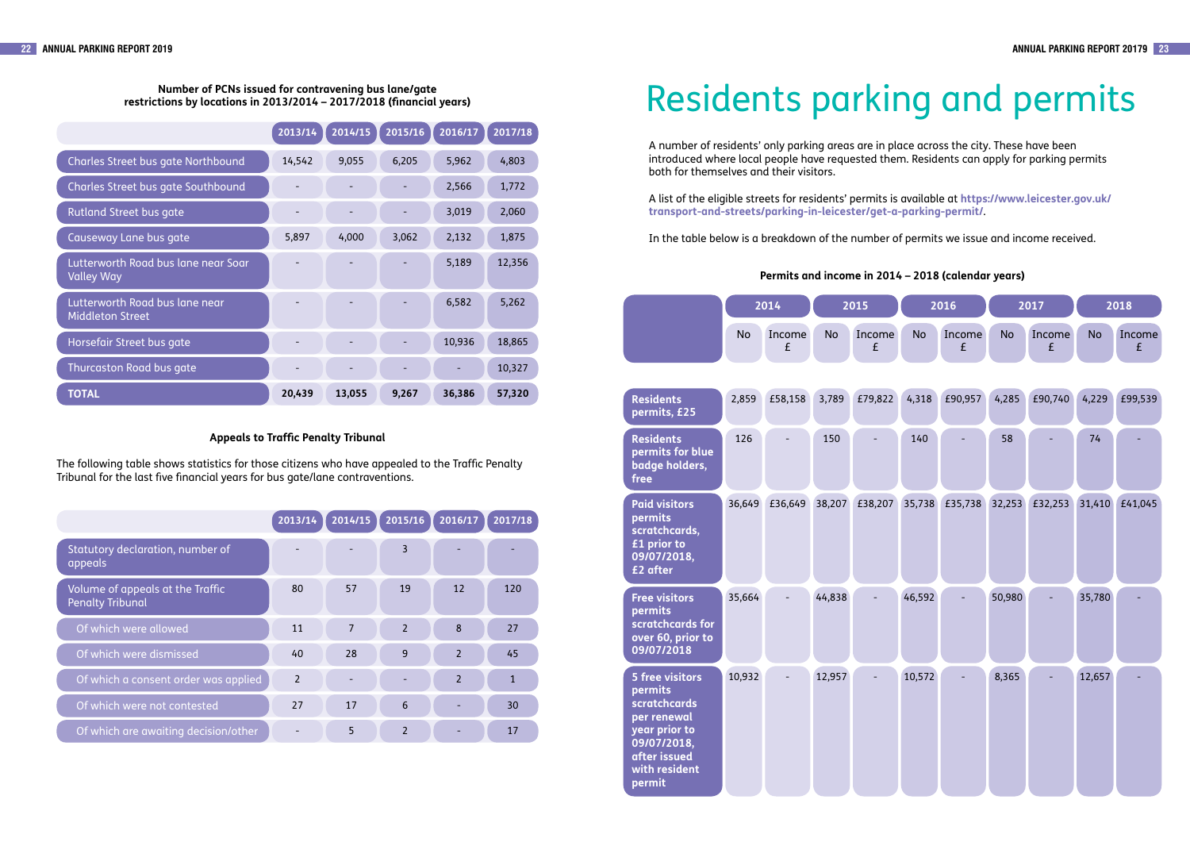**Number of PCNs issued for contravening bus lane/gate restrictions by locations in 2013/2014 – 2017/2018 (financial years)**

| | 2013/14 | 2014/15 | 2015/16 | 2016/17 | 2017/18 |
|---|---|---|---|---|---|
| Charles Street bus gate Northbound | 14,542 | 9,055 | 6,205 | 5,962 | 4,803 |
| Charles Street bus gate Southbound | - | - | - | 2,566 | 1,772 |
| Rutland Street bus gate | - | - | - | 3,019 | 2,060 |
| Causeway Lane bus gate | 5,897 | 4,000 | 3,062 | 2,132 | 1,875 |
| Lutterworth Road bus lane near Soar Valley Way | - | - | - | 5,189 | 12,356 |
| Lutterworth Road bus lane near Middleton Street | - | - | - | 6,582 | 5,262 |
| Horsefair Street bus gate | - | - | - | 10,936 | 18,865 |
| Thurcaston Road bus gate | - | - | - | - | 10,327 |
| **TOTAL** | **20,439** | **13,055** | **9,267** | **36,386** | **57,320** |

**Appeals to Traffic Penalty Tribunal**

The following table shows statistics for those citizens who have appealed to the Traffic Penalty Tribunal for the last five financial years for bus gate/lane contraventions.

| | 2013/14 | 2014/15 | 2015/16 | 2016/17 | 2017/18 |
|---|---|---|---|---|---|
| Statutory declaration, number of appeals | - | - | 3 | - | - |
| Volume of appeals at the Traffic Penalty Tribunal | 80 | 57 | 19 | 12 | 120 |
| Of which were allowed | 11 | 7 | 2 | 8 | 27 |
| Of which were dismissed | 40 | 28 | 9 | 2 | 45 |
| Of which a consent order was applied | 2 | - | - | 2 | 1 |
| Of which were not contested | 27 | 17 | 6 | - | 30 |
| Of which are awaiting decision/other | - | 5 | 2 | - | 17 |

# Residents parking and permits

A number of residents' only parking areas are in place across the city. These have been introduced where local people have requested them. Residents can apply for parking permits both for themselves and their visitors.

A list of the eligible streets for residents' permits is available at **https://www.leicester.gov.uk/transport-and-streets/parking-in-leicester/get-a-parking-permit/**.

In the table below is a breakdown of the number of permits we issue and income received.

**Permits and income in 2014 – 2018 (calendar years)**

| | 2014 | | 2015 | | 2016 | | 2017 | | 2018 | |
|---|---|---|---|---|---|---|---|---|---|---|
| | No | Income £ | No | Income £ | No | Income £ | No | Income £ | No | Income £ |
| **Residents permits, £25** | 2,859 | £58,158 | 3,789 | £79,822 | 4,318 | £90,957 | 4,285 | £90,740 | 4,229 | £99,539 |
| **Residents permits for blue badge holders, free** | 126 | - | 150 | - | 140 | - | 58 | - | 74 | - |
| **Paid visitors permits scratchcards, £1 prior to 09/07/2018, £2 after** | 36,649 | £36,649 | 38,207 | £38,207 | 35,738 | £35,738 | 32,253 | £32,253 | 31,410 | £41,045 |
| **Free visitors permits scratchcards for over 60, prior to 09/07/2018** | 35,664 | - | 44,838 | - | 46,592 | - | 50,980 | - | 35,780 | - |
| **5 free visitors permits scratchcards per renewal year prior to 09/07/2018, after issued with resident permit** | 10,932 | - | 12,957 | - | 10,572 | - | 8,365 | - | 12,657 | - |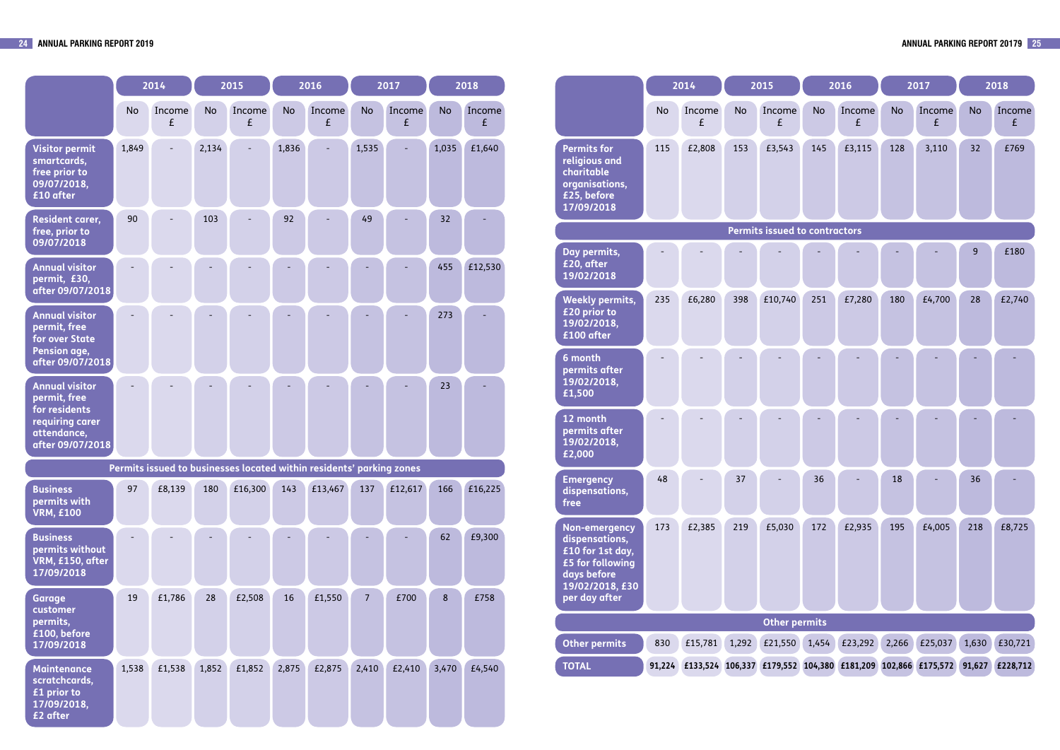| | 2014 | | 2015 | | 2016 | | 2017 | | 2018 | |
|---|---|---|---|---|---|---|---|---|---|---|
| | No | Income £ | No | Income £ | No | Income £ | No | Income £ | No | Income £ |
| Visitor permit smartcards, free prior to 09/07/2018, £10 after | 1,849 | - | 2,134 | - | 1,836 | - | 1,535 | - | 1,035 | £1,640 |
| Resident carer, free, prior to 09/07/2018 | 90 | - | 103 | - | 92 | - | 49 | - | 32 | - |
| Annual visitor permit, £30, after 09/07/2018 | - | - | - | - | - | - | - | - | 455 | £12,530 |
| Annual visitor permit, free for over State Pension age, after 09/07/2018 | - | - | - | - | - | - | - | - | 273 | - |
| Annual visitor permit, free for residents requiring carer attendance, after 09/07/2018 | - | - | - | - | - | - | - | - | 23 | - |
| **Permits issued to businesses located within residents' parking zones** | | | | | | | | | | |
| Business permits with VRM, £100 | 97 | £8,139 | 180 | £16,300 | 143 | £13,467 | 137 | £12,617 | 166 | £16,225 |
| Business permits without VRM, £150, after 17/09/2018 | - | - | - | - | - | - | - | - | 62 | £9,300 |
| Garage customer permits, £100, before 17/09/2018 | 19 | £1,786 | 28 | £2,508 | 16 | £1,550 | 7 | £700 | 8 | £758 |
| Maintenance scratchcards, £1 prior to 17/09/2018, £2 after | 1,538 | £1,538 | 1,852 | £1,852 | 2,875 | £2,875 | 2,410 | £2,410 | 3,470 | £4,540 |

| | 2014 | | 2015 | | 2016 | | 2017 | | 2018 | |
|---|---|---|---|---|---|---|---|---|---|---|
| | No | Income £ | No | Income £ | No | Income £ | No | Income £ | No | Income £ |
| Permits for religious and charitable organisations, £25, before 17/09/2018 | 115 | £2,808 | 153 | £3,543 | 145 | £3,115 | 128 | 3,110 | 32 | £769 |
| **Permits issued to contractors** | | | | | | | | | | |
| Day permits, £20, after 19/02/2018 | - | - | - | - | - | - | - | - | 9 | £180 |
| Weekly permits, £20 prior to 19/02/2018, £100 after | 235 | £6,280 | 398 | £10,740 | 251 | £7,280 | 180 | £4,700 | 28 | £2,740 |
| 6 month permits after 19/02/2018, £1,500 | - | - | - | - | - | - | - | - | - | - |
| 12 month permits after 19/02/2018, £2,000 | - | - | - | - | - | - | - | - | - | - |
| Emergency dispensations, free | 48 | - | 37 | - | 36 | - | 18 | - | 36 | - |
| Non-emergency dispensations, £10 for 1st day, £5 for following days before 19/02/2018, £30 per day after | 173 | £2,385 | 219 | £5,030 | 172 | £2,935 | 195 | £4,005 | 218 | £8,725 |
| **Other permits** | | | | | | | | | | |
| Other permits | 830 | £15,781 | 1,292 | £21,550 | 1,454 | £23,292 | 2,266 | £25,037 | 1,630 | £30,721 |
| **TOTAL** | **91,224** | **£133,524** | **106,337** | **£179,552** | **104,380** | **£181,209** | **102,866** | **£175,572** | **91,627** | **£228,712** |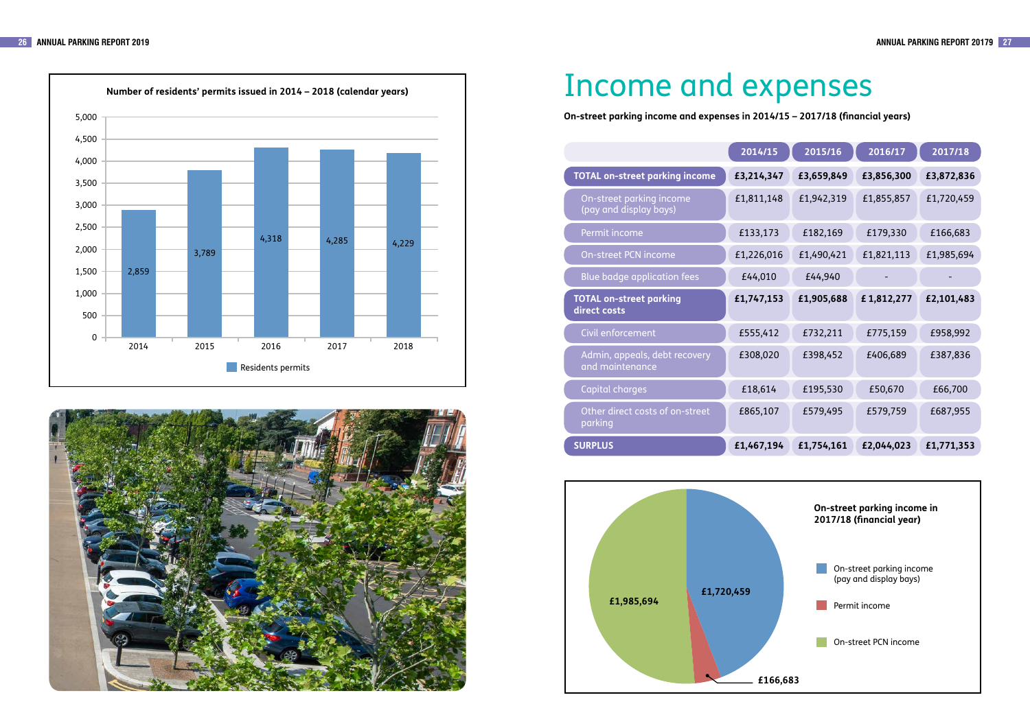**Number of residents' permits issued in 2014 – 2018 (calendar years)**

| Year | Residents permits |
|---|---|
| 2014 | 2,859 |
| 2015 | 3,789 |
| 2016 | 4,318 |
| 2017 | 4,285 |
| 2018 | 4,229 |

# Income and expenses

**On-street parking income and expenses in 2014/15 – 2017/18 (financial years)**

| | 2014/15 | 2015/16 | 2016/17 | 2017/18 |
|---|---|---|---|---|
| **TOTAL on-street parking income** | **£3,214,347** | **£3,659,849** | **£3,856,300** | **£3,872,836** |
| On-street parking income (pay and display bays) | £1,811,148 | £1,942,319 | £1,855,857 | £1,720,459 |
| Permit income | £133,173 | £182,169 | £179,330 | £166,683 |
| On-street PCN income | £1,226,016 | £1,490,421 | £1,821,113 | £1,985,694 |
| Blue badge application fees | £44,010 | £44,940 | - | - |
| **TOTAL on-street parking direct costs** | **£1,747,153** | **£1,905,688** | **£ 1,812,277** | **£2,101,483** |
| Civil enforcement | £555,412 | £732,211 | £775,159 | £958,992 |
| Admin, appeals, debt recovery and maintenance | £308,020 | £398,452 | £406,689 | £387,836 |
| Capital charges | £18,614 | £195,530 | £50,670 | £66,700 |
| Other direct costs of on-street parking | £865,107 | £579,495 | £579,759 | £687,955 |
| **SURPLUS** | **£1,467,194** | **£1,754,161** | **£2,044,023** | **£1,771,353** |

**On-street parking income in 2017/18 (financial year)**

| Category | Amount |
|---|---|
| On-street parking income (pay and display bays) | £1,720,459 |
| Permit income | £166,683 |
| On-street PCN income | £1,985,694 |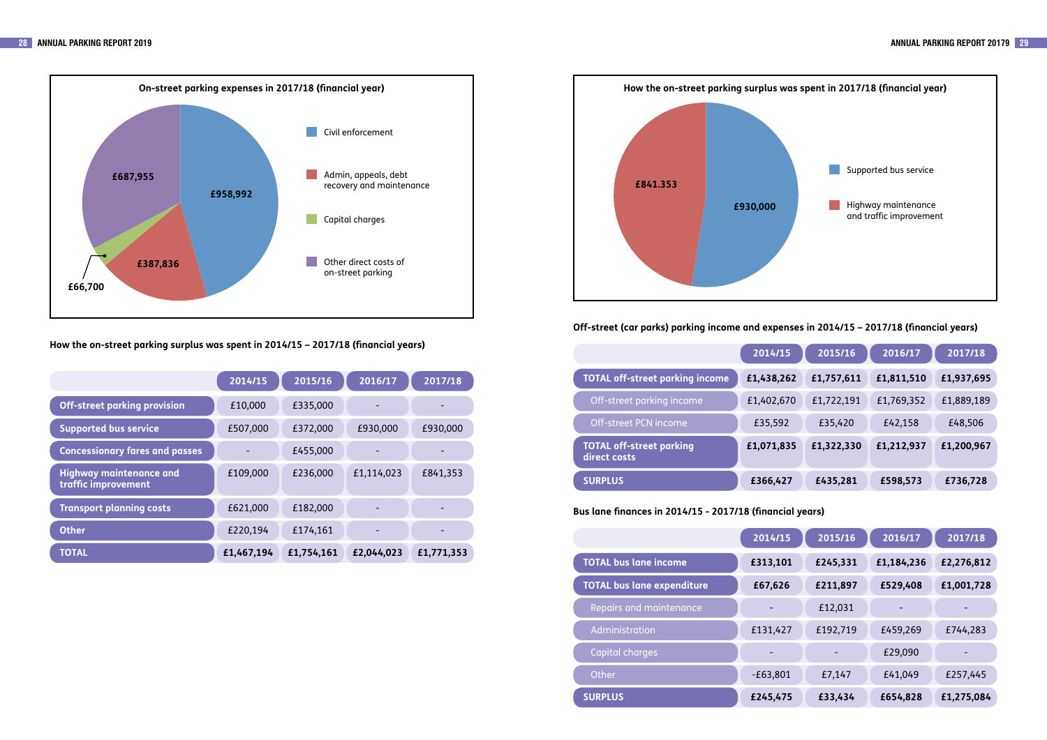### On-street parking expenses in 2017/18 (financial year)

- Civil enforcement: £958,992
- Admin, appeals, debt recovery and maintenance: £387,836
- Capital charges: £66,700
- Other direct costs of on-street parking: £687,955

### How the on-street parking surplus was spent in 2014/15 – 2017/18 (financial years)

| | 2014/15 | 2015/16 | 2016/17 | 2017/18 |
|---|---|---|---|---|
| **Off-street parking provision** | £10,000 | £335,000 | - | - |
| **Supported bus service** | £507,000 | £372,000 | £930,000 | £930,000 |
| **Concessionary fares and passes** | - | £455,000 | - | - |
| **Highway maintenance and traffic improvement** | £109,000 | £236,000 | £1,114,023 | £841,353 |
| **Transport planning costs** | £621,000 | £182,000 | - | - |
| **Other** | £220,194 | £174,161 | - | - |
| **TOTAL** | **£1,467,194** | **£1,754,161** | **£2,044,023** | **£1,771,353** |

### How the on-street parking surplus was spent in 2017/18 (financial year)

- Supported bus service: £930,000
- Highway maintenance and traffic improvement: £841.353

### Off-street (car parks) parking income and expenses in 2014/15 – 2017/18 (financial years)

| | 2014/15 | 2015/16 | 2016/17 | 2017/18 |
|---|---|---|---|---|
| **TOTAL off-street parking income** | **£1,438,262** | **£1,757,611** | **£1,811,510** | **£1,937,695** |
| Off-street parking income | £1,402,670 | £1,722,191 | £1,769,352 | £1,889,189 |
| Off-street PCN income | £35,592 | £35,420 | £42,158 | £48,506 |
| **TOTAL off-street parking direct costs** | **£1,071,835** | **£1,322,330** | **£1,212,937** | **£1,200,967** |
| **SURPLUS** | **£366,427** | **£435,281** | **£598,573** | **£736,728** |

### Bus lane finances in 2014/15 - 2017/18 (financial years)

| | 2014/15 | 2015/16 | 2016/17 | 2017/18 |
|---|---|---|---|---|
| **TOTAL bus lane income** | **£313,101** | **£245,331** | **£1,184,236** | **£2,276,812** |
| **TOTAL bus lane expenditure** | **£67,626** | **£211,897** | **£529,408** | **£1,001,728** |
| Repairs and maintenance | - | £12,031 | - | - |
| Administration | £131,427 | £192,719 | £459,269 | £744,283 |
| Capital charges | - | - | £29,090 | - |
| Other | -£63,801 | £7,147 | £41,049 | £257,445 |
| **SURPLUS** | **£245,475** | **£33,434** | **£654,828** | **£1,275,084** |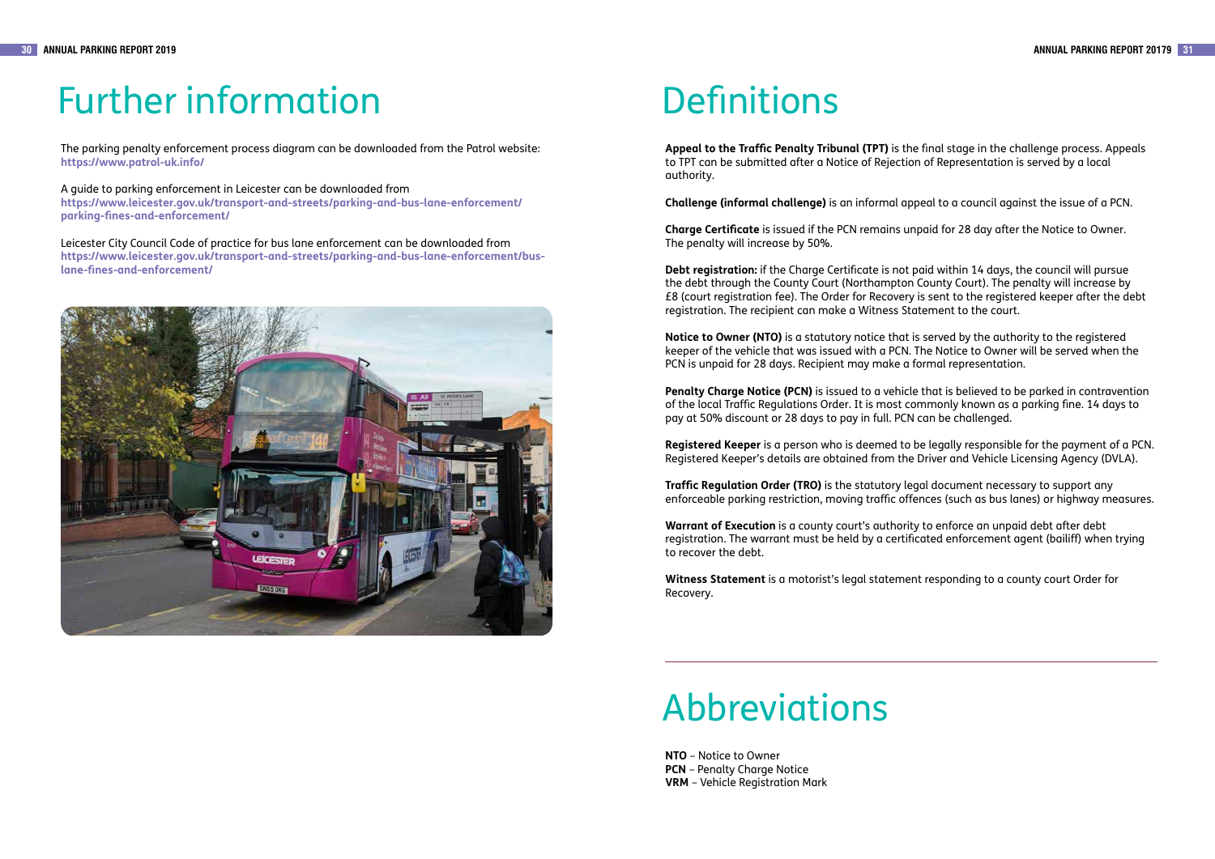# Further information

The parking penalty enforcement process diagram can be downloaded from the Patrol website:
**https://www.patrol-uk.info/**

A guide to parking enforcement in Leicester can be downloaded from
**https://www.leicester.gov.uk/transport-and-streets/parking-and-bus-lane-enforcement/parking-fines-and-enforcement/**

Leicester City Council Code of practice for bus lane enforcement can be downloaded from
**https://www.leicester.gov.uk/transport-and-streets/parking-and-bus-lane-enforcement/bus-lane-fines-and-enforcement/**

# Definitions

**Appeal to the Traffic Penalty Tribunal (TPT)** is the final stage in the challenge process. Appeals to TPT can be submitted after a Notice of Rejection of Representation is served by a local authority.

**Challenge (informal challenge)** is an informal appeal to a council against the issue of a PCN.

**Charge Certificate** is issued if the PCN remains unpaid for 28 day after the Notice to Owner. The penalty will increase by 50%.

**Debt registration:** if the Charge Certificate is not paid within 14 days, the council will pursue the debt through the County Court (Northampton County Court). The penalty will increase by £8 (court registration fee). The Order for Recovery is sent to the registered keeper after the debt registration. The recipient can make a Witness Statement to the court.

**Notice to Owner (NTO)** is a statutory notice that is served by the authority to the registered keeper of the vehicle that was issued with a PCN. The Notice to Owner will be served when the PCN is unpaid for 28 days. Recipient may make a formal representation.

**Penalty Charge Notice (PCN)** is issued to a vehicle that is believed to be parked in contravention of the local Traffic Regulations Order. It is most commonly known as a parking fine. 14 days to pay at 50% discount or 28 days to pay in full. PCN can be challenged.

**Registered Keeper** is a person who is deemed to be legally responsible for the payment of a PCN. Registered Keeper's details are obtained from the Driver and Vehicle Licensing Agency (DVLA).

**Traffic Regulation Order (TRO)** is the statutory legal document necessary to support any enforceable parking restriction, moving traffic offences (such as bus lanes) or highway measures.

**Warrant of Execution** is a county court's authority to enforce an unpaid debt after debt registration. The warrant must be held by a certificated enforcement agent (bailiff) when trying to recover the debt.

**Witness Statement** is a motorist's legal statement responding to a county court Order for Recovery.

# Abbreviations

**NTO** – Notice to Owner
**PCN** – Penalty Charge Notice
**VRM** – Vehicle Registration Mark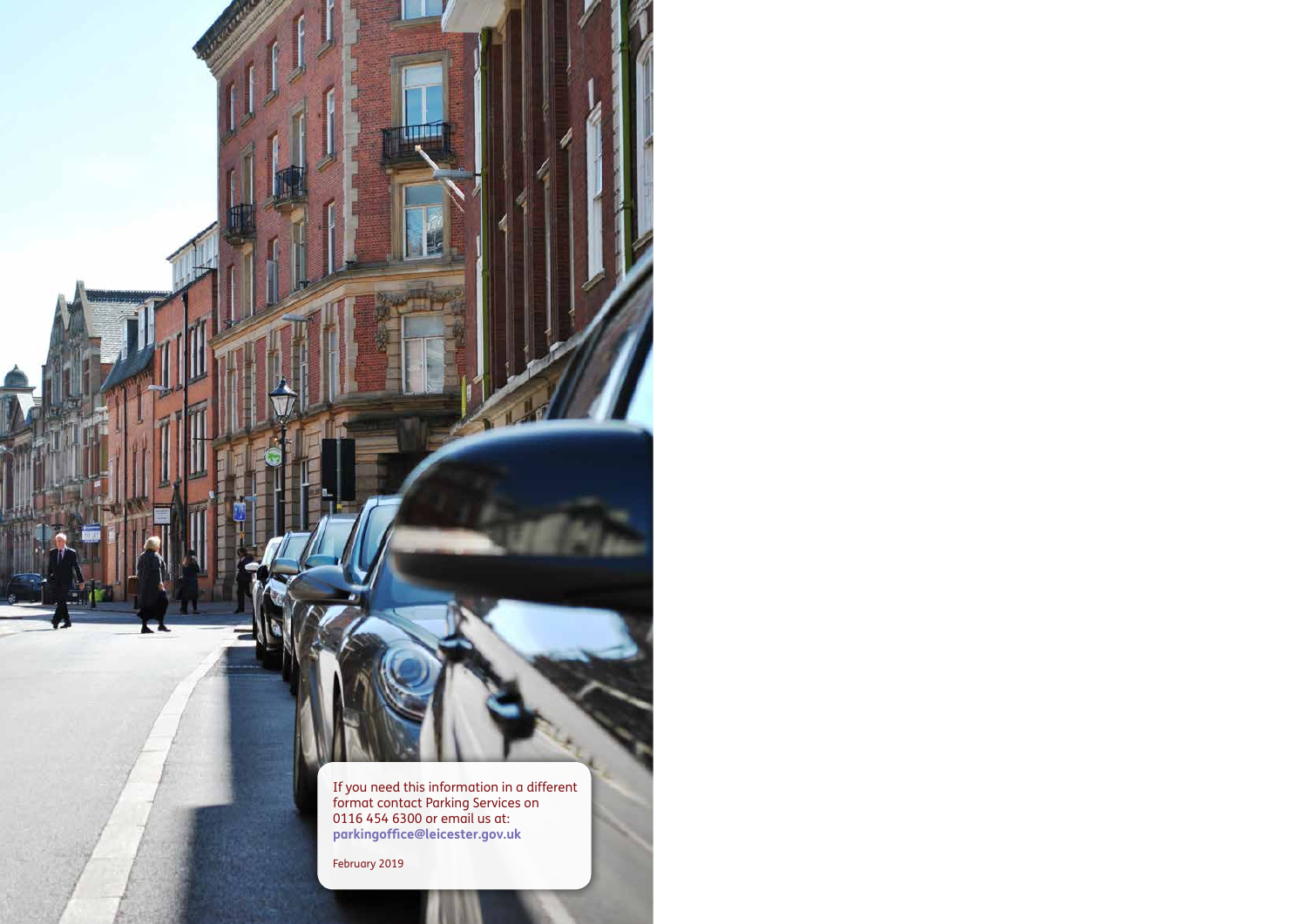If you need this information in a different format contact Parking Services on 0116 454 6300 or email us at: **parkingoffice@leicester.gov.uk**

February 2019